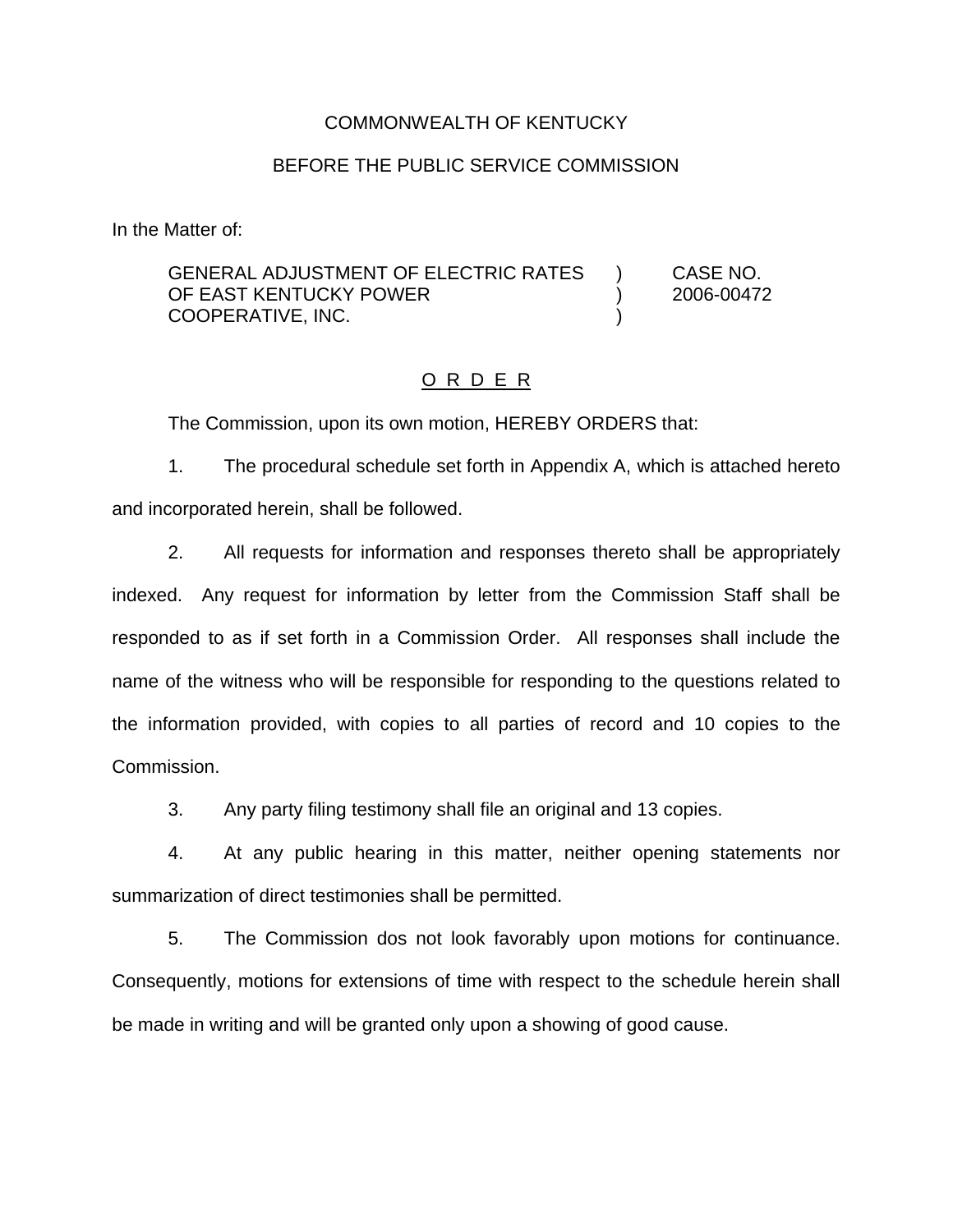COMMONWEALTH OF KENTUCKY

BEFORE THE PUBLIC SERVICE COMMISSION

In the Matter of:

| | | |
|---|---|---|
| GENERAL ADJUSTMENT OF ELECTRIC RATES OF EAST KENTUCKY POWER COOPERATIVE, INC. | ) ) ) | CASE NO. 2006-00472 |

O R D E R

The Commission, upon its own motion, HEREBY ORDERS that:

1. The procedural schedule set forth in Appendix A, which is attached hereto and incorporated herein, shall be followed.

2. All requests for information and responses thereto shall be appropriately indexed. Any request for information by letter from the Commission Staff shall be responded to as if set forth in a Commission Order. All responses shall include the name of the witness who will be responsible for responding to the questions related to the information provided, with copies to all parties of record and 10 copies to the Commission.

3. Any party filing testimony shall file an original and 13 copies.

4. At any public hearing in this matter, neither opening statements nor summarization of direct testimonies shall be permitted.

5. The Commission dos not look favorably upon motions for continuance. Consequently, motions for extensions of time with respect to the schedule herein shall be made in writing and will be granted only upon a showing of good cause.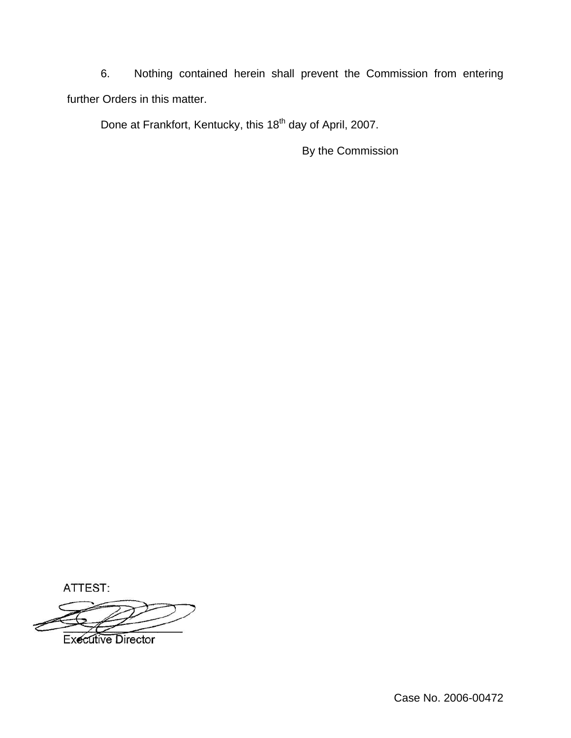6. Nothing contained herein shall prevent the Commission from entering further Orders in this matter.

Done at Frankfort, Kentucky, this 18th day of April, 2007.

By the Commission

ATTEST:

Executive Director

Case No. 2006-00472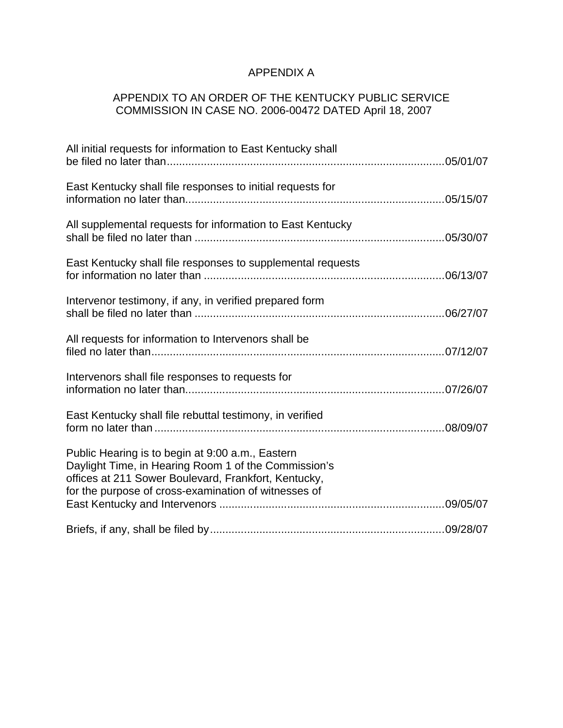APPENDIX A

APPENDIX TO AN ORDER OF THE KENTUCKY PUBLIC SERVICE COMMISSION IN CASE NO. 2006-00472 DATED April 18, 2007

All initial requests for information to East Kentucky shall be filed no later than........................................................................................05/01/07

East Kentucky shall file responses to initial requests for information no later than...................................................................................05/15/07

All supplemental requests for information to East Kentucky shall be filed no later than ...............................................................................05/30/07

East Kentucky shall file responses to supplemental requests for information no later than ............................................................................06/13/07

Intervenor testimony, if any, in verified prepared form shall be filed no later than ................................................................................06/27/07

All requests for information to Intervenors shall be filed no later than..............................................................................................07/12/07

Intervenors shall file responses to requests for information no later than...................................................................................07/26/07

East Kentucky shall file rebuttal testimony, in verified form no later than ............................................................................................08/09/07

Public Hearing is to begin at 9:00 a.m., Eastern Daylight Time, in Hearing Room 1 of the Commission's offices at 211 Sower Boulevard, Frankfort, Kentucky, for the purpose of cross-examination of witnesses of East Kentucky and Intervenors ........................................................................09/05/07

Briefs, if any, shall be filed by...........................................................................09/28/07